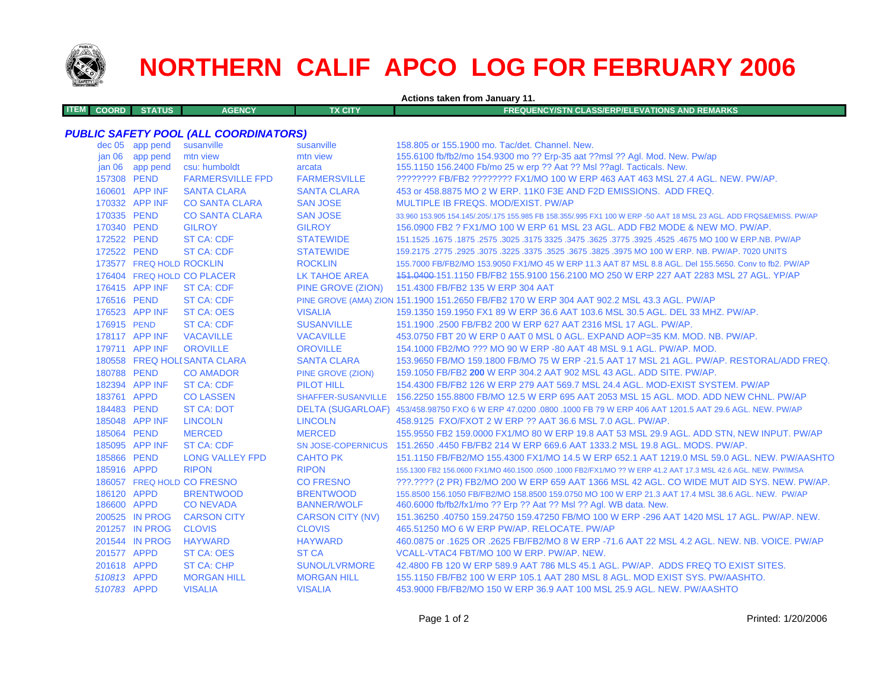# NORTHERN CALIF APCO LOG FOR FEBRUARY 2006

**Actions taken from January 11.**

| ITEM | COORD | STATUS | AGENCY | TX CITY | FREQUENCY/STN CLASS/ERP/ELEVATIONS AND REMARKS |
|---|---|---|---|---|---|

### *PUBLIC SAFETY POOL (ALL COORDINATORS)*

| ITEM | COORD | STATUS | AGENCY | TX CITY | FREQUENCY/STN CLASS/ERP/ELEVATIONS AND REMARKS |
|---|---|---|---|---|---|
| | dec 05 | app pend | susanville | susanville | 158.805 or 155.1900 mo. Tac/det. Channel. New. |
| | jan 06 | app pend | mtn view | mtn view | 155.6100 fb/fb2/mo 154.9300 mo ?? Erp-35 aat ??msl ?? Agl. Mod. New. Pw/ap |
| | jan 06 | app pend | csu: humboldt | arcata | 155.1150 156.2400 Fb/mo 25 w erp ?? Aat ?? Msl ??agl. Tacticals. New. |
| | 157308 | PEND | FARMERSVILLE FPD | FARMERSVILLE | ???????? FB/FB2 ???????? FX1/MO 100 W ERP 463 AAT 463 MSL 27.4 AGL. NEW. PW/AP. |
| | 160601 | APP INF | SANTA CLARA | SANTA CLARA | 453 or 458.8875 MO 2 W ERP. 11K0 F3E AND F2D EMISSIONS. ADD FREQ. |
| | 170332 | APP INF | CO SANTA CLARA | SAN JOSE | MULTIPLE IB FREQS. MOD/EXIST. PW/AP |
| | 170335 | PEND | CO SANTA CLARA | SAN JOSE | 33.960 153.905 154.145/.205/.175 155.985 FB 158.355/.995 FX1 100 W ERP -50 AAT 18 MSL 23 AGL. ADD FRQS&EMISS. PW/AP |
| | 170340 | PEND | GILROY | GILROY | 156.0900 FB2 ? FX1/MO 100 W ERP 61 MSL 23 AGL. ADD FB2 MODE & NEW MO. PW/AP. |
| | 172522 | PEND | ST CA: CDF | STATEWIDE | 151.1525 .1675 .1875 .2575 .3025 .3175 3325 .3475 .3625 .3775 .3925 .4525 .4675 MO 100 W ERP.NB. PW/AP |
| | 172522 | PEND | ST CA: CDF | STATEWIDE | 159.2175 .2775 .2925 .3075 .3225 .3375 .3525 .3675 .3825 .3975 MO 100 W ERP. NB. PW/AP. 7020 UNITS |
| | 173577 | FREQ HOLD | ROCKLIN | ROCKLIN | 155.7000 FB/FB2/MO 153.9050 FX1/MO 45 W ERP 11.3 AAT 87 MSL 8.8 AGL. Del 155.5650. Conv to fb2. PW/AP |
| | 176404 | FREQ HOLD | CO PLACER | LK TAHOE AREA | ~~151.0400~~ 151.1150 FB/FB2 155.9100 156.2100 MO 250 W ERP 227 AAT 2283 MSL 27 AGL. YP/AP |
| | 176415 | APP INF | ST CA: CDF | PINE GROVE (ZION) | 151.4300 FB/FB2 135 W ERP 304 AAT |
| | 176516 | PEND | ST CA: CDF | PINE GROVE (AMA) ZION | 151.1900 151.2650 FB/FB2 170 W ERP 304 AAT 902.2 MSL 43.3 AGL. PW/AP |
| | 176523 | APP INF | ST CA: OES | VISALIA | 159.1350 159.1950 FX1 89 W ERP 36.6 AAT 103.6 MSL 30.5 AGL. DEL 33 MHZ. PW/AP. |
| | 176915 | PEND | ST CA: CDF | SUSANVILLE | 151.1900 .2500 FB/FB2 200 W ERP 627 AAT 2316 MSL 17 AGL. PW/AP. |
| | 178117 | APP INF | VACAVILLE | VACAVILLE | 453.0750 FBT 20 W ERP 0 AAT 0 MSL 0 AGL. EXPAND AOP=35 KM. MOD. NB. PW/AP. |
| | 179711 | APP INF | OROVILLE | OROVILLE | 154.1000 FB2/MO ??? MO 90 W ERP -80 AAT 48 MSL 9.1 AGL. PW/AP. MOD. |
| | 180558 | FREQ HOLI | SANTA CLARA | SANTA CLARA | 153.9650 FB/MO 159.1800 FB/MO 75 W ERP -21.5 AAT 17 MSL 21 AGL. PW/AP. RESTORAL/ADD FREQ. |
| | 180788 | PEND | CO AMADOR | PINE GROVE (ZION) | 159.1050 FB/FB2 **200** W ERP 304.2 AAT 902 MSL 43 AGL. ADD SITE. PW/AP. |
| | 182394 | APP INF | ST CA: CDF | PILOT HILL | 154.4300 FB/FB2 126 W ERP 279 AAT 569.7 MSL 24.4 AGL. MOD-EXIST SYSTEM. PW/AP |
| | 183761 | APPD | CO LASSEN | SHAFFER-SUSANVILLE | 156.2250 155.8800 FB/MO 12.5 W ERP 695 AAT 2053 MSL 15 AGL. MOD. ADD NEW CHNL. PW/AP |
| | 184483 | PEND | ST CA: DOT | DELTA (SUGARLOAF) | 453/458.98750 FXO 6 W ERP 47.0200 .0800 .1000 FB 79 W ERP 406 AAT 1201.5 AAT 29.6 AGL. NEW. PW/AP |
| | 185048 | APP INF | LINCOLN | LINCOLN | 458.9125 FXO/FXOT 2 W ERP ?? AAT 36.6 MSL 7.0 AGL. PW/AP. |
| | 185064 | PEND | MERCED | MERCED | 155.9550 FB2 159.0000 FX1/MO 80 W ERP 19.8 AAT 53 MSL 29.9 AGL. ADD STN, NEW INPUT. PW/AP |
| | 185095 | APP INF | ST CA: CDF | SN JOSE-COPERNICUS | 151.2650 .4450 FB/FB2 214 W ERP 669.6 AAT 1333.2 MSL 19.8 AGL. MODS. PW/AP. |
| | 185866 | PEND | LONG VALLEY FPD | CAHTO PK | 151.1150 FB/FB2/MO 155.4300 FX1/MO 14.5 W ERP 652.1 AAT 1219.0 MSL 59.0 AGL. NEW. PW/AASHTO |
| | 185916 | APPD | RIPON | RIPON | 155.1300 FB2 156.0600 FX1/MO 460.1500 .0500 .1000 FB2/FX1/MO ?? W ERP 41.2 AAT 17.3 MSL 42.6 AGL. NEW. PW/IMSA |
| | 186057 | FREQ HOLD | CO FRESNO | CO FRESNO | ???.???? (2 PR) FB2/MO 200 W ERP 659 AAT 1366 MSL 42 AGL. CO WIDE MUT AID SYS. NEW. PW/AP. |
| | 186120 | APPD | BRENTWOOD | BRENTWOOD | 155.8500 156.1050 FB/FB2/MO 158.8500 159.0750 MO 100 W ERP 21.3 AAT 17.4 MSL 38.6 AGL. NEW. PW/AP |
| | 186600 | APPD | CO NEVADA | BANNER/WOLF | 460.6000 fb/fb2/fx1/mo ?? Erp ?? Aat ?? Msl ?? Agl. WB data. New. |
| | 200525 | IN PROG | CARSON CITY | CARSON CITY (NV) | 151.36250 .40750 159.24750 159.47250 FB/MO 100 W ERP -296 AAT 1420 MSL 17 AGL. PW/AP. NEW. |
| | 201257 | IN PROG | CLOVIS | CLOVIS | 465.51250 MO 6 W ERP PW/AP. RELOCATE. PW/AP |
| | 201544 | IN PROG | HAYWARD | HAYWARD | 460.0875 or .1625 OR .2625 FB/FB2/MO 8 W ERP -71.6 AAT 22 MSL 4.2 AGL. NEW. NB. VOICE. PW/AP |
| | 201577 | APPD | ST CA: OES | ST CA | VCALL-VTAC4 FBT/MO 100 W ERP. PW/AP. NEW. |
| | 201618 | APPD | ST CA: CHP | SUNOL/LVRMORE | 42.4800 FB 120 W ERP 589.9 AAT 786 MLS 45.1 AGL. PW/AP. ADDS FREQ TO EXIST SITES. |
| | *510813* | APPD | MORGAN HILL | MORGAN HILL | 155.1150 FB/FB2 100 W ERP 105.1 AAT 280 MSL 8 AGL. MOD EXIST SYS. PW/AASHTO. |
| | *510783* | APPD | VISALIA | VISALIA | 453.9000 FB/FB2/MO 150 W ERP 36.9 AAT 100 MSL 25.9 AGL. NEW. PW/AASHTO |

Printed: 1/20/2006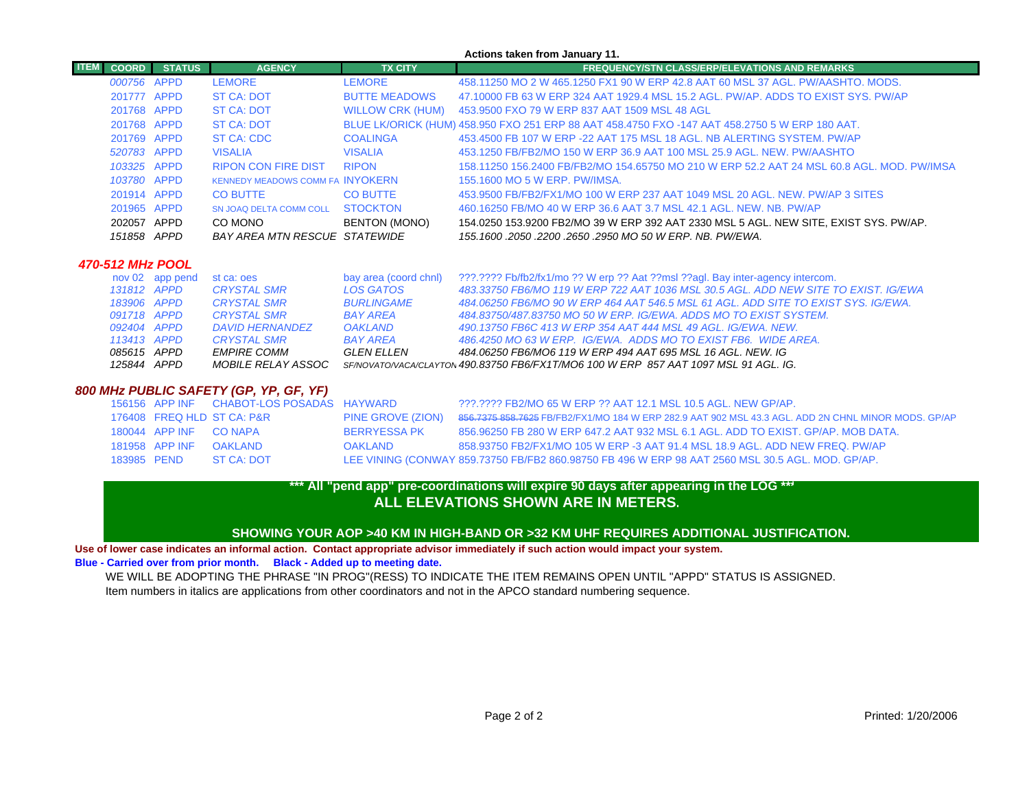**Actions taken from January 11.**

| ITEM | COORD | STATUS | AGENCY | TX CITY | FREQUENCY/STN CLASS/ERP/ELEVATIONS AND REMARKS |
|---|---|---|---|---|---|
| | *000756* | APPD | LEMORE | LEMORE | 458.11250 MO 2 W 465.1250 FX1 90 W ERP 42.8 AAT 60 MSL 37 AGL. PW/AASHTO. MODS. |
| | 201777 | APPD | ST CA: DOT | BUTTE MEADOWS | 47.10000 FB 63 W ERP 324 AAT 1929.4 MSL 15.2 AGL. PW/AP. ADDS TO EXIST SYS. PW/AP |
| | 201768 | APPD | ST CA: DOT | WILLOW CRK (HUM) | 453.9500 FXO 79 W ERP 837 AAT 1509 MSL 48 AGL |
| | 201768 | APPD | ST CA: DOT | BLUE LK/ORICK (HUM) | 458.950 FXO 251 ERP 88 AAT 458.4750 FXO -147 AAT 458.2750 5 W ERP 180 AAT. |
| | 201769 | APPD | ST CA: CDC | COALINGA | 453.4500 FB 107 W ERP -22 AAT 175 MSL 18 AGL. NB ALERTING SYSTEM. PW/AP |
| | *520783* | APPD | VISALIA | VISALIA | 453.1250 FB/FB2/MO 150 W ERP 36.9 AAT 100 MSL 25.9 AGL. NEW. PW/AASHTO |
| | *103325* | APPD | RIPON CON FIRE DIST | RIPON | 158.11250 156.2400 FB/FB2/MO 154.65750 MO 210 W ERP 52.2 AAT 24 MSL 60.8 AGL. MOD. PW/IMSA |
| | *103780* | APPD | KENNEDY MEADOWS COMM FA | INYOKERN | 155.1600 MO 5 W ERP. PW/IMSA. |
| | 201914 | APPD | CO BUTTE | CO BUTTE | 453.9500 FB/FB2/FX1/MO 100 W ERP 237 AAT 1049 MSL 20 AGL. NEW. PW/AP 3 SITES |
| | 201965 | APPD | SN JOAQ DELTA COMM COLL | STOCKTON | 460.16250 FB/MO 40 W ERP 36.6 AAT 3.7 MSL 42.1 AGL. NEW. NB. PW/AP |
| | 202057 | APPD | CO MONO | BENTON (MONO) | 154.0250 153.9200 FB2/MO 39 W ERP 392 AAT 2330 MSL 5 AGL. NEW SITE, EXIST SYS. PW/AP. |
| | *151858* | *APPD* | *BAY AREA MTN RESCUE* | *STATEWIDE* | *155.1600 .2050 .2200 .2650 .2950 MO 50 W ERP. NB. PW/EWA.* |

### *470-512 MHz POOL*

| ITEM | COORD | STATUS | AGENCY | TX CITY | FREQUENCY/STN CLASS/ERP/ELEVATIONS AND REMARKS |
|---|---|---|---|---|---|
| | nov 02 | app pend | st ca: oes | bay area (coord chnl) | ???.???? Fb/fb2/fx1/mo ?? W erp ?? Aat ??msl ??agl. Bay inter-agency intercom. |
| | *131812* | *APPD* | *CRYSTAL SMR* | *LOS GATOS* | *483.33750 FB6/MO 119 W ERP 722 AAT 1036 MSL 30.5 AGL. ADD NEW SITE TO EXIST. IG/EWA* |
| | *183906* | *APPD* | *CRYSTAL SMR* | *BURLINGAME* | *484.06250 FB6/MO 90 W ERP 464 AAT 546.5 MSL 61 AGL. ADD SITE TO EXIST SYS. IG/EWA.* |
| | *091718* | *APPD* | *CRYSTAL SMR* | *BAY AREA* | *484.83750/487.83750 MO 50 W ERP. IG/EWA. ADDS MO TO EXIST SYSTEM.* |
| | *092404* | *APPD* | *DAVID HERNANDEZ* | *OAKLAND* | *490.13750 FB6C 413 W ERP 354 AAT 444 MSL 49 AGL. IG/EWA. NEW.* |
| | *113413* | *APPD* | *CRYSTAL SMR* | *BAY AREA* | *486.4250 MO 63 W ERP. IG/EWA. ADDS MO TO EXIST FB6. WIDE AREA.* |
| | *085615* | *APPD* | *EMPIRE COMM* | *GLEN ELLEN* | *484.06250 FB6/MO6 119 W ERP 494 AAT 695 MSL 16 AGL. NEW. IG* |
| | *125844* | *APPD* | *MOBILE RELAY ASSOC* | *SF/NOVATO/VACA/CLAYTON* | *490.83750 FB6/FX1T/MO6 100 W ERP 857 AAT 1097 MSL 91 AGL. IG.* |

### *800 MHz PUBLIC SAFETY (GP, YP, GF, YF)*

| ITEM | COORD | STATUS | AGENCY | TX CITY | FREQUENCY/STN CLASS/ERP/ELEVATIONS AND REMARKS |
|---|---|---|---|---|---|
| | 156156 | APP INF | CHABOT-LOS POSADAS | HAYWARD | ???.???? FB2/MO 65 W ERP ?? AAT 12.1 MSL 10.5 AGL. NEW GP/AP. |
| | 176408 | FREQ HLD | ST CA: P&R | PINE GROVE (ZION) | ~~856.7375 858.7625~~ FB/FB2/FX1/MO 184 W ERP 282.9 AAT 902 MSL 43.3 AGL. ADD 2N CHNL MINOR MODS. GP/AP |
| | 180044 | APP INF | CO NAPA | BERRYESSA PK | 856.96250 FB 280 W ERP 647.2 AAT 932 MSL 6.1 AGL. ADD TO EXIST. GP/AP. MOB DATA. |
| | 181958 | APP INF | OAKLAND | OAKLAND | 858.93750 FB2/FX1/MO 105 W ERP -3 AAT 91.4 MSL 18.9 AGL. ADD NEW FREQ. PW/AP |
| | 183985 | PEND | ST CA: DOT | LEE VINING (CONWAY | 859.73750 FB/FB2 860.98750 FB 496 W ERP 98 AAT 2560 MSL 30.5 AGL. MOD. GP/AP. |

**\*\*\* All "pend app" pre-coordinations will expire 90 days after appearing in the LOG \*\*\***

**ALL ELEVATIONS SHOWN ARE IN METERS.**

**SHOWING YOUR AOP >40 KM IN HIGH-BAND OR >32 KM UHF REQUIRES ADDITIONAL JUSTIFICATION.**

**Use of lower case indicates an informal action. Contact appropriate advisor immediately if such action would impact your system.**

**Blue - Carried over from prior month. Black - Added up to meeting date.**

WE WILL BE ADOPTING THE PHRASE "IN PROG"(RESS) TO INDICATE THE ITEM REMAINS OPEN UNTIL "APPD" STATUS IS ASSIGNED.

Item numbers in italics are applications from other coordinators and not in the APCO standard numbering sequence.

Printed: 1/20/2006